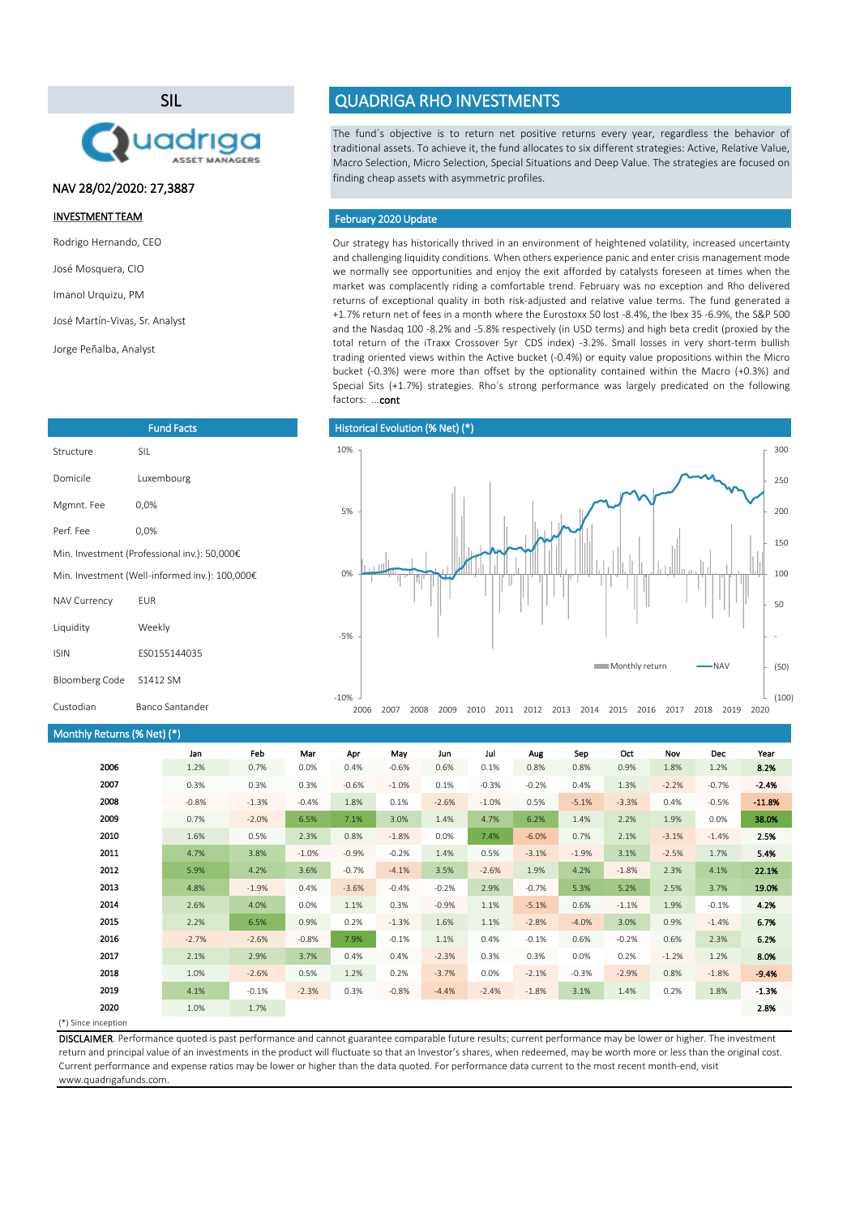# SIL

Quadriga ASSET MANAGERS

NAV 28/02/2020: 27,3887

## QUADRIGA RHO INVESTMENTS

The fund´s objective is to return net positive returns every year, regardless the behavior of traditional assets. To achieve it, the fund allocates to six different strategies: Active, Relative Value, Macro Selection, Micro Selection, Special Situations and Deep Value. The strategies are focused on finding cheap assets with asymmetric profiles.

### INVESTMENT TEAM

Rodrigo Hernando, CEO

José Mosquera, CIO

Imanol Urquizu, PM

José Martín-Vivas, Sr. Analyst

Jorge Peñalba, Analyst

### February 2020 Update

Our strategy has historically thrived in an environment of heightened volatility, increased uncertainty and challenging liquidity conditions. When others experience panic and enter crisis management mode we normally see opportunities and enjoy the exit afforded by catalysts foreseen at times when the market was complacently riding a comfortable trend. February was no exception and Rho delivered returns of exceptional quality in both risk-adjusted and relative value terms. The fund generated a +1.7% return net of fees in a month where the Eurostoxx 50 lost -8.4%, the Ibex 35 -6.9%, the S&P 500 and the Nasdaq 100 -8.2% and -5.8% respectively (in USD terms) and high beta credit (proxied by the total return of the iTraxx Crossover 5yr CDS index) -3.2%. Small losses in very short-term bullish trading oriented views within the Active bucket (-0.4%) or equity value propositions within the Micro bucket (-0.3%) were more than offset by the optionality contained within the Macro (+0.3%) and Special Sits (+1.7%) strategies. Rho´s strong performance was largely predicated on the following factors: ...**cont**

### Fund Facts

| | |
|---|---|
| Structure | SIL |
| Domicile | Luxembourg |
| Mgmnt. Fee | 0,0% |
| Perf. Fee | 0,0% |
| Min. Investment (Professional inv.): 50,000€ | |
| Min. Investment (Well-informed inv.): 100,000€ | |
| NAV Currency | EUR |
| Liquidity | Weekly |
| ISIN | ES0155144035 |
| Bloomberg Code | S1412 SM |
| Custodian | Banco Santander |

### Historical Evolution (% Net) (*)

10%
5%
0%
-5%
-10%

300
250
200
150
100
50
-
(50)
(100)

2006 2007 2008 2009 2010 2011 2012 2013 2014 2015 2016 2017 2018 2019 2020

Monthly return
NAV

### Monthly Returns (% Net) (*)

| | Jan | Feb | Mar | Apr | May | Jun | Jul | Aug | Sep | Oct | Nov | Dec | Year |
|---|---|---|---|---|---|---|---|---|---|---|---|---|---|
| **2006** | 1.2% | 0.7% | 0.0% | 0.4% | -0.6% | 0.6% | 0.1% | 0.8% | 0.8% | 0.9% | 1.8% | 1.2% | **8.2%** |
| **2007** | 0.3% | 0.3% | 0.3% | -0.6% | -1.0% | 0.1% | -0.3% | -0.2% | 0.4% | 1.3% | -2.2% | -0.7% | **-2.4%** |
| **2008** | -0.8% | -1.3% | -0.4% | 1.8% | 0.1% | -2.6% | -1.0% | 0.5% | -5.1% | -3.3% | 0.4% | -0.5% | **-11.8%** |
| **2009** | 0.7% | -2.0% | 6.5% | 7.1% | 3.0% | 1.4% | 4.7% | 6.2% | 1.4% | 2.2% | 1.9% | 0.0% | **38.0%** |
| **2010** | 1.6% | 0.5% | 2.3% | 0.8% | -1.8% | 0.0% | 7.4% | -6.0% | 0.7% | 2.1% | -3.1% | -1.4% | **2.5%** |
| **2011** | 4.7% | 3.8% | -1.0% | -0.9% | -0.2% | 1.4% | 0.5% | -3.1% | -1.9% | 3.1% | -2.5% | 1.7% | **5.4%** |
| **2012** | 5.9% | 4.2% | 3.6% | -0.7% | -4.1% | 3.5% | -2.6% | 1.9% | 4.2% | -1.8% | 2.3% | 4.1% | **22.1%** |
| **2013** | 4.8% | -1.9% | 0.4% | -3.6% | -0.4% | -0.2% | 2.9% | -0.7% | 5.3% | 5.2% | 2.5% | 3.7% | **19.0%** |
| **2014** | 2.6% | 4.0% | 0.0% | 1.1% | 0.3% | -0.9% | 1.1% | -5.1% | 0.6% | -1.1% | 1.9% | -0.1% | **4.2%** |
| **2015** | 2.2% | 6.5% | 0.9% | 0.2% | -1.3% | 1.6% | 1.1% | -2.8% | -4.0% | 3.0% | 0.9% | -1.4% | **6.7%** |
| **2016** | -2.7% | -2.6% | -0.8% | 7.9% | -0.1% | 1.1% | 0.4% | -0.1% | 0.6% | -0.2% | 0.6% | 2.3% | **6.2%** |
| **2017** | 2.1% | 2.9% | 3.7% | 0.4% | 0.4% | -2.3% | 0.3% | 0.3% | 0.0% | 0.2% | -1.2% | 1.2% | **8.0%** |
| **2018** | 1.0% | -2.6% | 0.5% | 1.2% | 0.2% | -3.7% | 0.0% | -2.1% | -0.3% | -2.9% | 0.8% | -1.8% | **-9.4%** |
| **2019** | 4.1% | -0.1% | -2.3% | 0.3% | -0.8% | -4.4% | -2.4% | -1.8% | 3.1% | 1.4% | 0.2% | 1.8% | **-1.3%** |
| **2020** | 1.0% | 1.7% | | | | | | | | | | | **2.8%** |

(*) Since inception

**DISCLAIMER**. Performance quoted is past performance and cannot guarantee comparable future results; current performance may be lower or higher. The investment return and principal value of an investments in the product will fluctuate so that an Investor's shares, when redeemed, may be worth more or less than the original cost. Current performance and expense ratios may be lower or higher than the data quoted. For performance data current to the most recent month-end, visit www.quadrigafunds.com.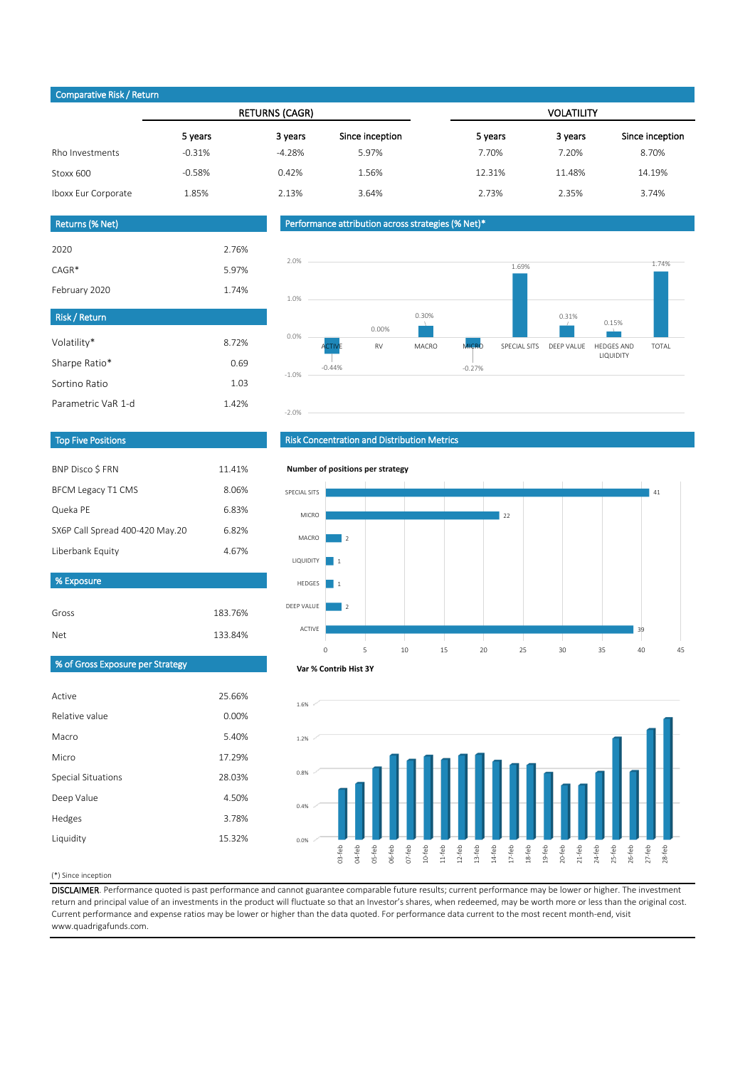## Comparative Risk / Return

| | RETURNS (CAGR) | | | VOLATILITY | | |
|---|---|---|---|---|---|---|
| | 5 years | 3 years | Since inception | 5 years | 3 years | Since inception |
| Rho Investments | -0.31% | -4.28% | 5.97% | 7.70% | 7.20% | 8.70% |
| Stoxx 600 | -0.58% | 0.42% | 1.56% | 12.31% | 11.48% | 14.19% |
| Iboxx Eur Corporate | 1.85% | 2.13% | 3.64% | 2.73% | 2.35% | 3.74% |

## Returns (% Net)

| | |
|---|---|
| 2020 | 2.76% |
| CAGR* | 5.97% |
| February 2020 | 1.74% |

## Performance attribution across strategies (% Net)*

| Strategy | % Net |
|---|---|
| ACTIVE | -0.44% |
| RV | 0.00% |
| MACRO | 0.30% |
| MICRO | -0.27% |
| SPECIAL SITS | 1.69% |
| DEEP VALUE | 0.31% |
| HEDGES AND LIQUIDITY | 0.15% |
| TOTAL | 1.74% |

## Risk / Return

| | |
|---|---|
| Volatility* | 8.72% |
| Sharpe Ratio* | 0.69 |
| Sortino Ratio | 1.03 |
| Parametric VaR 1-d | 1.42% |

## Top Five Positions

| | |
|---|---|
| BNP Disco $ FRN | 11.41% |
| BFCM Legacy T1 CMS | 8.06% |
| Queka PE | 6.83% |
| SX6P Call Spread 400-420 May.20 | 6.82% |
| Liberbank Equity | 4.67% |

## Risk Concentration and Distribution Metrics

**Number of positions per strategy**

| Strategy | Positions |
|---|---|
| SPECIAL SITS | 41 |
| MICRO | 22 |
| MACRO | 2 |
| LIQUIDITY | 1 |
| HEDGES | 1 |
| DEEP VALUE | 2 |
| ACTIVE | 39 |

## % Exposure

| | |
|---|---|
| Gross | 183.76% |
| Net | 133.84% |

## % of Gross Exposure per Strategy

| | |
|---|---|
| Active | 25.66% |
| Relative value | 0.00% |
| Macro | 5.40% |
| Micro | 17.29% |
| Special Situations | 28.03% |
| Deep Value | 4.50% |
| Hedges | 3.78% |
| Liquidity | 15.32% |

**Var % Contrib Hist 3Y**

(chart: 03-feb to 28-feb, axis 0.0% – 1.6%)

(*) Since inception

**DISCLAIMER**. Performance quoted is past performance and cannot guarantee comparable future results; current performance may be lower or higher. The investment return and principal value of an investments in the product will fluctuate so that an Investor's shares, when redeemed, may be worth more or less than the original cost. Current performance and expense ratios may be lower or higher than the data quoted. For performance data current to the most recent month-end, visit www.quadrigafunds.com.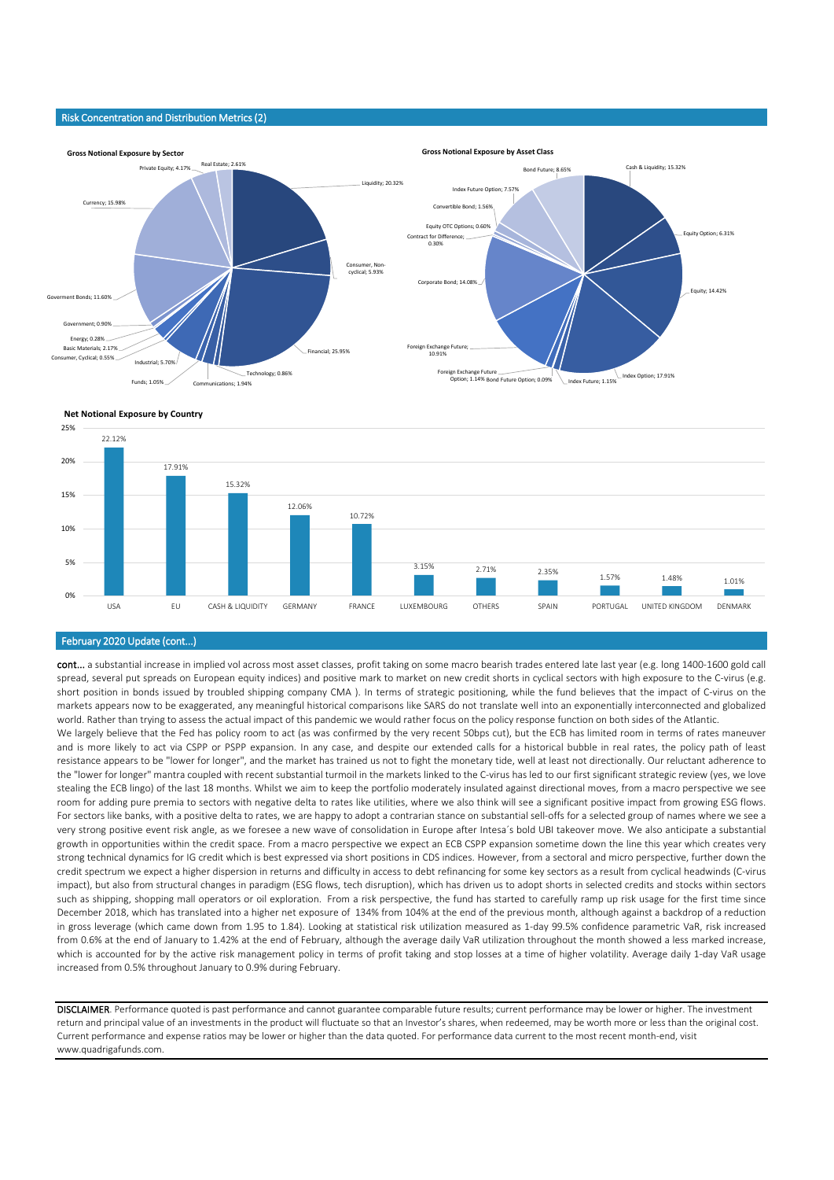## Risk Concentration and Distribution Metrics (2)

**Gross Notional Exposure by Sector**

Liquidity; 20.32%
Consumer, Non-cyclical; 5.93%
Financial; 25.95%
Technology; 0.86%
Communications; 1.94%
Funds; 1.05%
Industrial; 5.70%
Consumer, Cyclical; 0.55%
Basic Materials; 2.17%
Energy; 0.28%
Government; 0.90%
Goverment Bonds; 11.60%
Currency; 15.98%
Private Equity; 4.17%
Real Estate; 2.61%

**Gross Notional Exposure by Asset Class**

Cash & Liquidity; 15.32%
Equity Option; 6.31%
Equity; 14.42%
Index Option; 17.91%
Index Future; 1.15%
Bond Future Option; 0.09%
Foreign Exchange Future Option; 1.14%
Foreign Exchange Future; 10.91%
Corporate Bond; 14.08%
Contract for Difference; 0.30%
Equity OTC Options; 0.60%
Convertible Bond; 1.56%
Index Future Option; 7.57%
Bond Future; 8.65%

**Net Notional Exposure by Country**

25%
20%
15%
10%
5%
0%

22.12% USA
17.91% EU
15.32% CASH & LIQUIDITY
12.06% GERMANY
10.72% FRANCE
3.15% LUXEMBOURG
2.71% OTHERS
2.35% SPAIN
1.57% PORTUGAL
1.48% UNITED KINGDOM
1.01% DENMARK

## February 2020 Update (cont...)

**cont...** a substantial increase in implied vol across most asset classes, profit taking on some macro bearish trades entered late last year (e.g. long 1400-1600 gold call spread, several put spreads on European equity indices) and positive mark to market on new credit shorts in cyclical sectors with high exposure to the C-virus (e.g. short position in bonds issued by troubled shipping company CMA ). In terms of strategic positioning, while the fund believes that the impact of C-virus on the markets appears now to be exaggerated, any meaningful historical comparisons like SARS do not translate well into an exponentially interconnected and globalized world. Rather than trying to assess the actual impact of this pandemic we would rather focus on the policy response function on both sides of the Atlantic.

We largely believe that the Fed has policy room to act (as was confirmed by the very recent 50bps cut), but the ECB has limited room in terms of rates maneuver and is more likely to act via CSPP or PSPP expansion. In any case, and despite our extended calls for a historical bubble in real rates, the policy path of least resistance appears to be "lower for longer", and the market has trained us not to fight the monetary tide, well at least not directionally. Our reluctant adherence to the "lower for longer" mantra coupled with recent substantial turmoil in the markets linked to the C-virus has led to our first significant strategic review (yes, we love stealing the ECB lingo) of the last 18 months. Whilst we aim to keep the portfolio moderately insulated against directional moves, from a macro perspective we see room for adding pure premia to sectors with negative delta to rates like utilities, where we also think will see a significant positive impact from growing ESG flows. For sectors like banks, with a positive delta to rates, we are happy to adopt a contrarian stance on substantial sell-offs for a selected group of names where we see a very strong positive event risk angle, as we foresee a new wave of consolidation in Europe after Intesa´s bold UBI takeover move. We also anticipate a substantial growth in opportunities within the credit space. From a macro perspective we expect an ECB CSPP expansion sometime down the line this year which creates very strong technical dynamics for IG credit which is best expressed via short positions in CDS indices. However, from a sectoral and micro perspective, further down the credit spectrum we expect a higher dispersion in returns and difficulty in access to debt refinancing for some key sectors as a result from cyclical headwinds (C-virus impact), but also from structural changes in paradigm (ESG flows, tech disruption), which has driven us to adopt shorts in selected credits and stocks within sectors such as shipping, shopping mall operators or oil exploration. From a risk perspective, the fund has started to carefully ramp up risk usage for the first time since December 2018, which has translated into a higher net exposure of 134% from 104% at the end of the previous month, although against a backdrop of a reduction in gross leverage (which came down from 1.95 to 1.84). Looking at statistical risk utilization measured as 1-day 99.5% confidence parametric VaR, risk increased from 0.6% at the end of January to 1.42% at the end of February, although the average daily VaR utilization throughout the month showed a less marked increase, which is accounted for by the active risk management policy in terms of profit taking and stop losses at a time of higher volatility. Average daily 1-day VaR usage increased from 0.5% throughout January to 0.9% during February.

**DISCLAIMER**. Performance quoted is past performance and cannot guarantee comparable future results; current performance may be lower or higher. The investment return and principal value of an investments in the product will fluctuate so that an Investor's shares, when redeemed, may be worth more or less than the original cost. Current performance and expense ratios may be lower or higher than the data quoted. For performance data current to the most recent month-end, visit www.quadrigafunds.com.